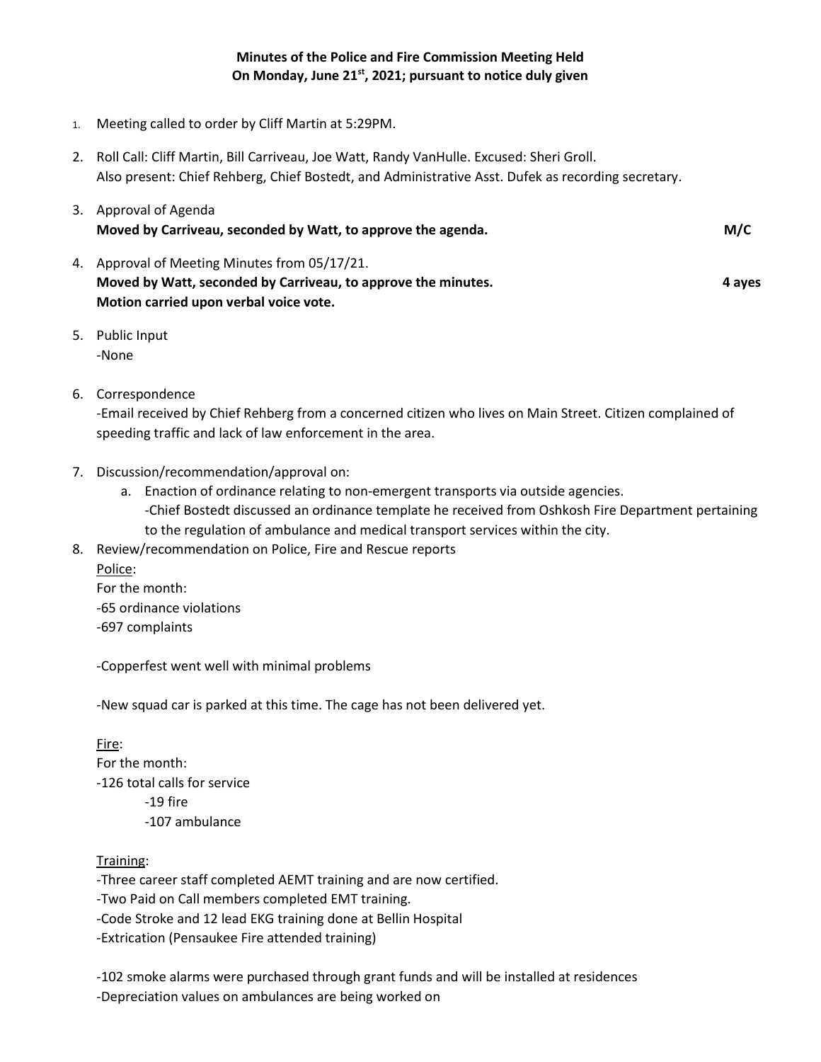**Minutes of the Police and Fire Commission Meeting Held On Monday, June 21st, 2021; pursuant to notice duly given**

1. Meeting called to order by Cliff Martin at 5:29PM.

2. Roll Call: Cliff Martin, Bill Carriveau, Joe Watt, Randy VanHulle. Excused: Sheri Groll. Also present: Chief Rehberg, Chief Bostedt, and Administrative Asst. Dufek as recording secretary.

3. Approval of Agenda
   **Moved by Carriveau, seconded by Watt, to approve the agenda. M/C**

4. Approval of Meeting Minutes from 05/17/21.
   **Moved by Watt, seconded by Carriveau, to approve the minutes. 4 ayes**
   **Motion carried upon verbal voice vote.**

5. Public Input
   -None

6. Correspondence
   -Email received by Chief Rehberg from a concerned citizen who lives on Main Street. Citizen complained of speeding traffic and lack of law enforcement in the area.

7. Discussion/recommendation/approval on:
   a. Enaction of ordinance relating to non-emergent transports via outside agencies.
      -Chief Bostedt discussed an ordinance template he received from Oshkosh Fire Department pertaining to the regulation of ambulance and medical transport services within the city.

8. Review/recommendation on Police, Fire and Rescue reports

   <u>Police</u>:
   For the month:
   -65 ordinance violations
   -697 complaints

   -Copperfest went well with minimal problems

   -New squad car is parked at this time. The cage has not been delivered yet.

   <u>Fire</u>:
   For the month:
   -126 total calls for service
      -19 fire
      -107 ambulance

   <u>Training</u>:
   -Three career staff completed AEMT training and are now certified.
   -Two Paid on Call members completed EMT training.
   -Code Stroke and 12 lead EKG training done at Bellin Hospital
   -Extrication (Pensaukee Fire attended training)

   -102 smoke alarms were purchased through grant funds and will be installed at residences
   -Depreciation values on ambulances are being worked on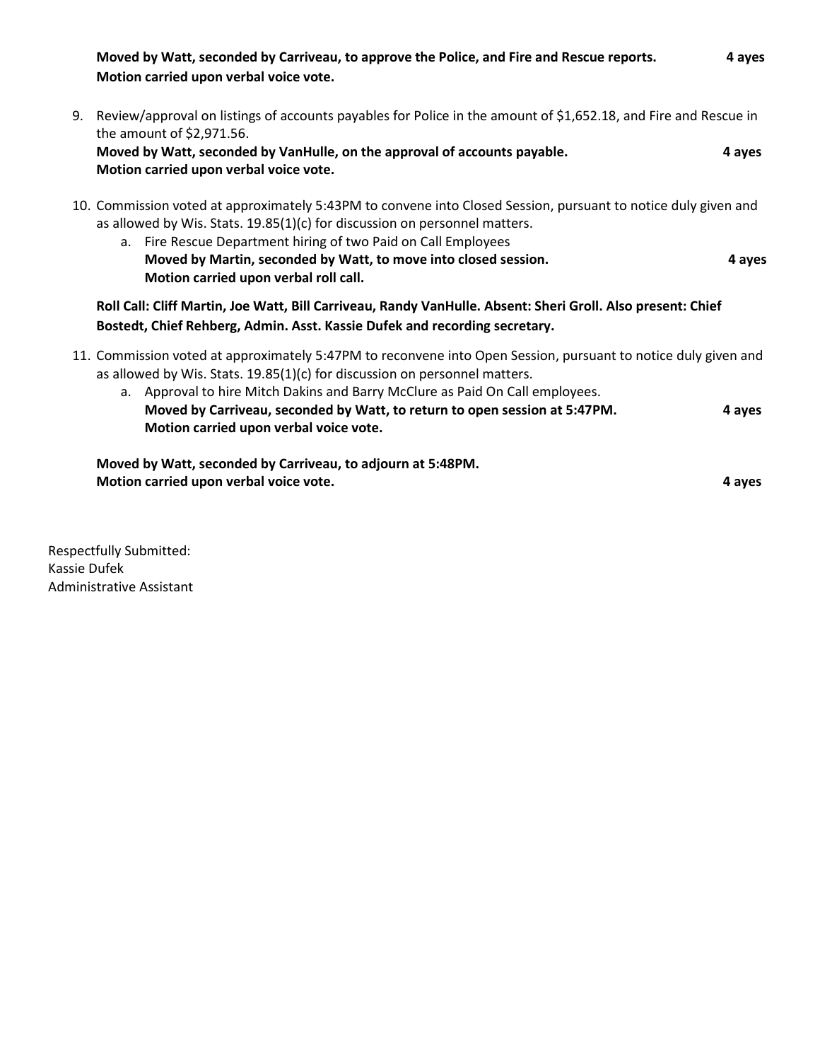**Moved by Watt, seconded by Carriveau, to approve the Police, and Fire and Rescue reports. 4 ayes**
**Motion carried upon verbal voice vote.**

9. Review/approval on listings of accounts payables for Police in the amount of $1,652.18, and Fire and Rescue in the amount of $2,971.56.
   **Moved by Watt, seconded by VanHulle, on the approval of accounts payable. 4 ayes**
   **Motion carried upon verbal voice vote.**

10. Commission voted at approximately 5:43PM to convene into Closed Session, pursuant to notice duly given and as allowed by Wis. Stats. 19.85(1)(c) for discussion on personnel matters.
    a. Fire Rescue Department hiring of two Paid on Call Employees
       **Moved by Martin, seconded by Watt, to move into closed session. 4 ayes**
       **Motion carried upon verbal roll call.**

    **Roll Call: Cliff Martin, Joe Watt, Bill Carriveau, Randy VanHulle. Absent: Sheri Groll. Also present: Chief Bostedt, Chief Rehberg, Admin. Asst. Kassie Dufek and recording secretary.**

11. Commission voted at approximately 5:47PM to reconvene into Open Session, pursuant to notice duly given and as allowed by Wis. Stats. 19.85(1)(c) for discussion on personnel matters.
    a. Approval to hire Mitch Dakins and Barry McClure as Paid On Call employees.
       **Moved by Carriveau, seconded by Watt, to return to open session at 5:47PM. 4 ayes**
       **Motion carried upon verbal voice vote.**

    **Moved by Watt, seconded by Carriveau, to adjourn at 5:48PM.**
    **Motion carried upon verbal voice vote. 4 ayes**

Respectfully Submitted:
Kassie Dufek
Administrative Assistant